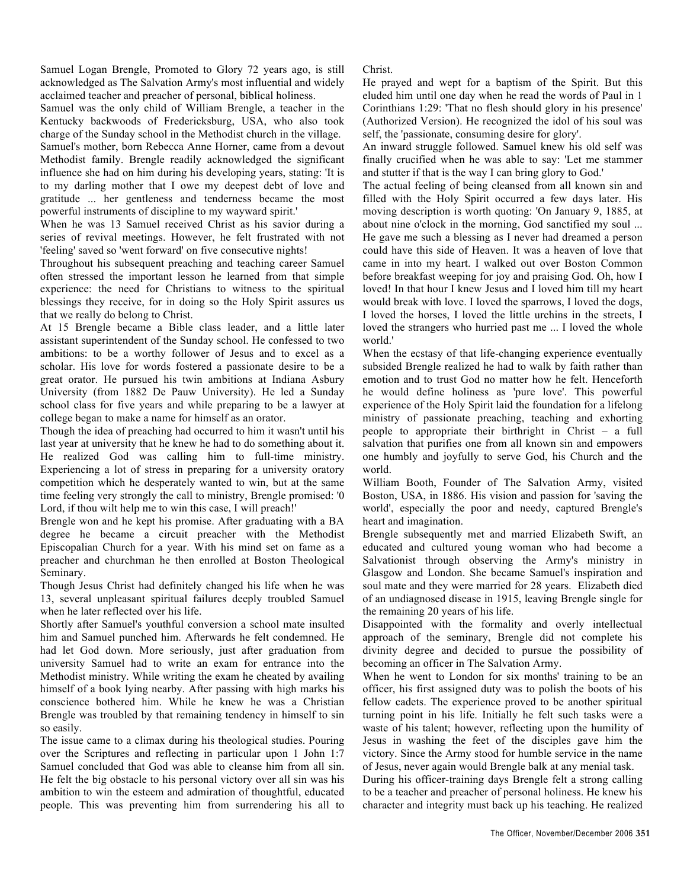Samuel Logan Brengle, Promoted to Glory 72 years ago, is still acknowledged as The Salvation Army's most influential and widely acclaimed teacher and preacher of personal, biblical holiness.

Samuel was the only child of William Brengle, a teacher in the Kentucky backwoods of Fredericksburg, USA, who also took charge of the Sunday school in the Methodist church in the village.

Samuel's mother, born Rebecca Anne Horner, came from a devout Methodist family. Brengle readily acknowledged the significant influence she had on him during his developing years, stating: 'It is to my darling mother that I owe my deepest debt of love and gratitude ... her gentleness and tenderness became the most powerful instruments of discipline to my wayward spirit.'

When he was 13 Samuel received Christ as his savior during a series of revival meetings. However, he felt frustrated with not 'feeling' saved so 'went forward' on five consecutive nights!

Throughout his subsequent preaching and teaching career Samuel often stressed the important lesson he learned from that simple experience: the need for Christians to witness to the spiritual blessings they receive, for in doing so the Holy Spirit assures us that we really do belong to Christ.

At 15 Brengle became a Bible class leader, and a little later assistant superintendent of the Sunday school. He confessed to two ambitions: to be a worthy follower of Jesus and to excel as a scholar. His love for words fostered a passionate desire to be a great orator. He pursued his twin ambitions at Indiana Asbury University (from 1882 De Pauw University). He led a Sunday school class for five years and while preparing to be a lawyer at college began to make a name for himself as an orator.

Though the idea of preaching had occurred to him it wasn't until his last year at university that he knew he had to do something about it. He realized God was calling him to full-time ministry. Experiencing a lot of stress in preparing for a university oratory competition which he desperately wanted to win, but at the same time feeling very strongly the call to ministry, Brengle promised: '0 Lord, if thou wilt help me to win this case, I will preach!'

Brengle won and he kept his promise. After graduating with a BA degree he became a circuit preacher with the Methodist Episcopalian Church for a year. With his mind set on fame as a preacher and churchman he then enrolled at Boston Theological Seminary.

Though Jesus Christ had definitely changed his life when he was 13, several unpleasant spiritual failures deeply troubled Samuel when he later reflected over his life.

Shortly after Samuel's youthful conversion a school mate insulted him and Samuel punched him. Afterwards he felt condemned. He had let God down. More seriously, just after graduation from university Samuel had to write an exam for entrance into the Methodist ministry. While writing the exam he cheated by availing himself of a book lying nearby. After passing with high marks his conscience bothered him. While he knew he was a Christian Brengle was troubled by that remaining tendency in himself to sin so easily.

The issue came to a climax during his theological studies. Pouring over the Scriptures and reflecting in particular upon 1 John 1:7 Samuel concluded that God was able to cleanse him from all sin. He felt the big obstacle to his personal victory over all sin was his ambition to win the esteem and admiration of thoughtful, educated people. This was preventing him from surrendering his all to Christ.

He prayed and wept for a baptism of the Spirit. But this eluded him until one day when he read the words of Paul in 1 Corinthians 1:29: 'That no flesh should glory in his presence' (Authorized Version). He recognized the idol of his soul was self, the 'passionate, consuming desire for glory'.

An inward struggle followed. Samuel knew his old self was finally crucified when he was able to say: 'Let me stammer and stutter if that is the way I can bring glory to God.'

The actual feeling of being cleansed from all known sin and filled with the Holy Spirit occurred a few days later. His moving description is worth quoting: 'On January 9, 1885, at about nine o'clock in the morning, God sanctified my soul ... He gave me such a blessing as I never had dreamed a person could have this side of Heaven. It was a heaven of love that came in into my heart. I walked out over Boston Common before breakfast weeping for joy and praising God. Oh, how I loved! In that hour I knew Jesus and I loved him till my heart would break with love. I loved the sparrows, I loved the dogs, I loved the horses, I loved the little urchins in the streets, I loved the strangers who hurried past me ... I loved the whole world.'

When the ecstasy of that life-changing experience eventually subsided Brengle realized he had to walk by faith rather than emotion and to trust God no matter how he felt. Henceforth he would define holiness as 'pure love'. This powerful experience of the Holy Spirit laid the foundation for a lifelong ministry of passionate preaching, teaching and exhorting people to appropriate their birthright in Christ – a full salvation that purifies one from all known sin and empowers one humbly and joyfully to serve God, his Church and the world.

William Booth, Founder of The Salvation Army, visited Boston, USA, in 1886. His vision and passion for 'saving the world', especially the poor and needy, captured Brengle's heart and imagination.

Brengle subsequently met and married Elizabeth Swift, an educated and cultured young woman who had become a Salvationist through observing the Army's ministry in Glasgow and London. She became Samuel's inspiration and soul mate and they were married for 28 years. Elizabeth died of an undiagnosed disease in 1915, leaving Brengle single for the remaining 20 years of his life.

Disappointed with the formality and overly intellectual approach of the seminary, Brengle did not complete his divinity degree and decided to pursue the possibility of becoming an officer in The Salvation Army.

When he went to London for six months' training to be an officer, his first assigned duty was to polish the boots of his fellow cadets. The experience proved to be another spiritual turning point in his life. Initially he felt such tasks were a waste of his talent; however, reflecting upon the humility of Jesus in washing the feet of the disciples gave him the victory. Since the Army stood for humble service in the name of Jesus, never again would Brengle balk at any menial task.

During his officer-training days Brengle felt a strong calling to be a teacher and preacher of personal holiness. He knew his character and integrity must back up his teaching. He realized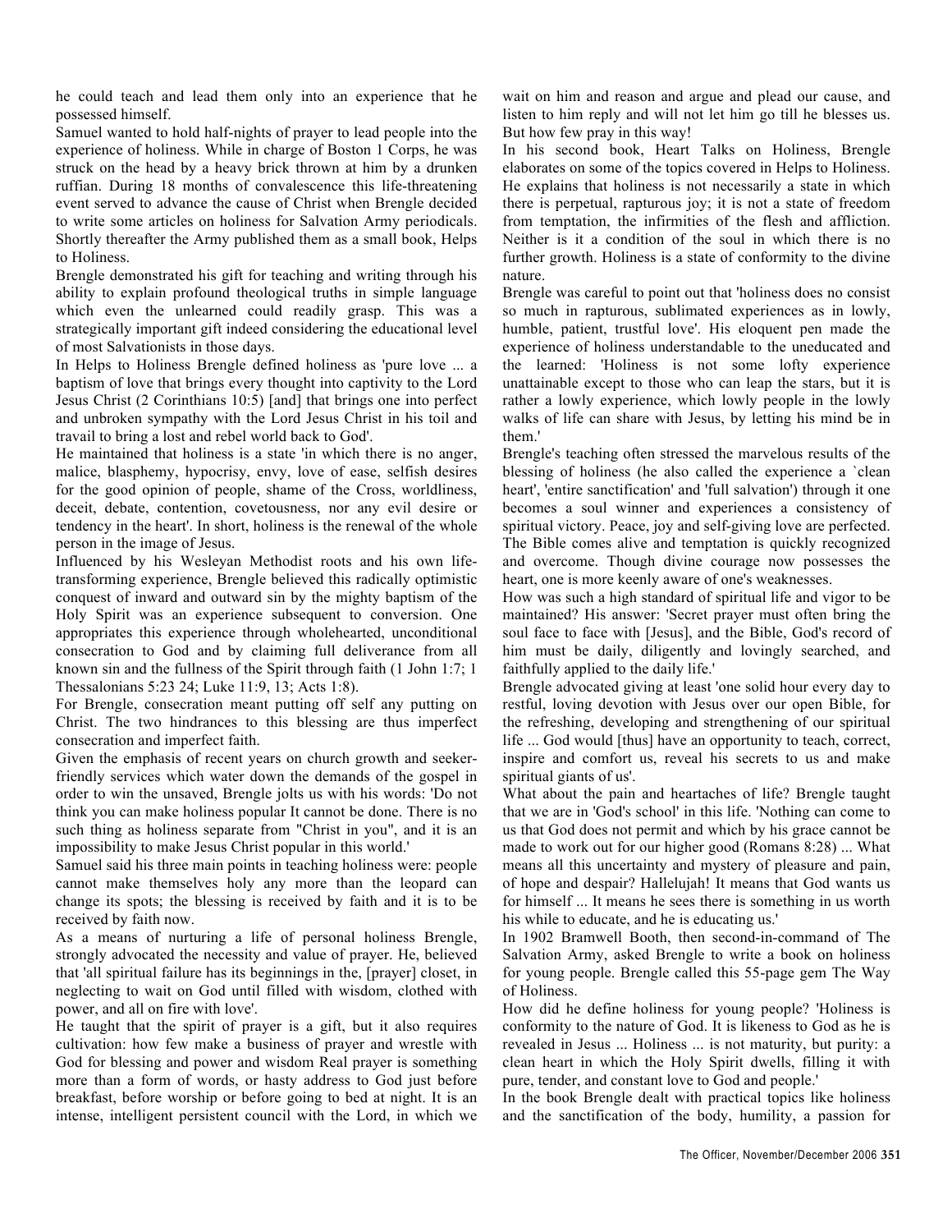he could teach and lead them only into an experience that he possessed himself.

Samuel wanted to hold half-nights of prayer to lead people into the experience of holiness. While in charge of Boston 1 Corps, he was struck on the head by a heavy brick thrown at him by a drunken ruffian. During 18 months of convalescence this life-threatening event served to advance the cause of Christ when Brengle decided to write some articles on holiness for Salvation Army periodicals. Shortly thereafter the Army published them as a small book, Helps to Holiness.

Brengle demonstrated his gift for teaching and writing through his ability to explain profound theological truths in simple language which even the unlearned could readily grasp. This was a strategically important gift indeed considering the educational level of most Salvationists in those days.

In Helps to Holiness Brengle defined holiness as 'pure love ... a baptism of love that brings every thought into captivity to the Lord Jesus Christ (2 Corinthians 10:5) [and] that brings one into perfect and unbroken sympathy with the Lord Jesus Christ in his toil and travail to bring a lost and rebel world back to God'.

He maintained that holiness is a state 'in which there is no anger, malice, blasphemy, hypocrisy, envy, love of ease, selfish desires for the good opinion of people, shame of the Cross, worldliness, deceit, debate, contention, covetousness, nor any evil desire or tendency in the heart'. In short, holiness is the renewal of the whole person in the image of Jesus.

Influenced by his Wesleyan Methodist roots and his own life-transforming experience, Brengle believed this radically optimistic conquest of inward and outward sin by the mighty baptism of the Holy Spirit was an experience subsequent to conversion. One appropriates this experience through wholehearted, unconditional consecration to God and by claiming full deliverance from all known sin and the fullness of the Spirit through faith (1 John 1:7; 1 Thessalonians 5:23 24; Luke 11:9, 13; Acts 1:8).

For Brengle, consecration meant putting off self any putting on Christ. The two hindrances to this blessing are thus imperfect consecration and imperfect faith.

Given the emphasis of recent years on church growth and seeker-friendly services which water down the demands of the gospel in order to win the unsaved, Brengle jolts us with his words: 'Do not think you can make holiness popular It cannot be done. There is no such thing as holiness separate from "Christ in you", and it is an impossibility to make Jesus Christ popular in this world.'

Samuel said his three main points in teaching holiness were: people cannot make themselves holy any more than the leopard can change its spots; the blessing is received by faith and it is to be received by faith now.

As a means of nurturing a life of personal holiness Brengle, strongly advocated the necessity and value of prayer. He, believed that 'all spiritual failure has its beginnings in the, [prayer] closet, in neglecting to wait on God until filled with wisdom, clothed with power, and all on fire with love'.

He taught that the spirit of prayer is a gift, but it also requires cultivation: how few make a business of prayer and wrestle with God for blessing and power and wisdom Real prayer is something more than a form of words, or hasty address to God just before breakfast, before worship or before going to bed at night. It is an intense, intelligent persistent council with the Lord, in which we wait on him and reason and argue and plead our cause, and listen to him reply and will not let him go till he blesses us. But how few pray in this way!

In his second book, Heart Talks on Holiness, Brengle elaborates on some of the topics covered in Helps to Holiness. He explains that holiness is not necessarily a state in which there is perpetual, rapturous joy; it is not a state of freedom from temptation, the infirmities of the flesh and affliction. Neither is it a condition of the soul in which there is no further growth. Holiness is a state of conformity to the divine nature.

Brengle was careful to point out that 'holiness does no consist so much in rapturous, sublimated experiences as in lowly, humble, patient, trustful love'. His eloquent pen made the experience of holiness understandable to the uneducated and the learned: 'Holiness is not some lofty experience unattainable except to those who can leap the stars, but it is rather a lowly experience, which lowly people in the lowly walks of life can share with Jesus, by letting his mind be in them.'

Brengle's teaching often stressed the marvelous results of the blessing of holiness (he also called the experience a `clean heart', 'entire sanctification' and 'full salvation') through it one becomes a soul winner and experiences a consistency of spiritual victory. Peace, joy and self-giving love are perfected. The Bible comes alive and temptation is quickly recognized and overcome. Though divine courage now possesses the heart, one is more keenly aware of one's weaknesses.

How was such a high standard of spiritual life and vigor to be maintained? His answer: 'Secret prayer must often bring the soul face to face with [Jesus], and the Bible, God's record of him must be daily, diligently and lovingly searched, and faithfully applied to the daily life.'

Brengle advocated giving at least 'one solid hour every day to restful, loving devotion with Jesus over our open Bible, for the refreshing, developing and strengthening of our spiritual life ... God would [thus] have an opportunity to teach, correct, inspire and comfort us, reveal his secrets to us and make spiritual giants of us'.

What about the pain and heartaches of life? Brengle taught that we are in 'God's school' in this life. 'Nothing can come to us that God does not permit and which by his grace cannot be made to work out for our higher good (Romans 8:28) ... What means all this uncertainty and mystery of pleasure and pain, of hope and despair? Hallelujah! It means that God wants us for himself ... It means he sees there is something in us worth his while to educate, and he is educating us.'

In 1902 Bramwell Booth, then second-in-command of The Salvation Army, asked Brengle to write a book on holiness for young people. Brengle called this 55-page gem The Way of Holiness.

How did he define holiness for young people? 'Holiness is conformity to the nature of God. It is likeness to God as he is revealed in Jesus ... Holiness ... is not maturity, but purity: a clean heart in which the Holy Spirit dwells, filling it with pure, tender, and constant love to God and people.'

In the book Brengle dealt with practical topics like holiness and the sanctification of the body, humility, a passion for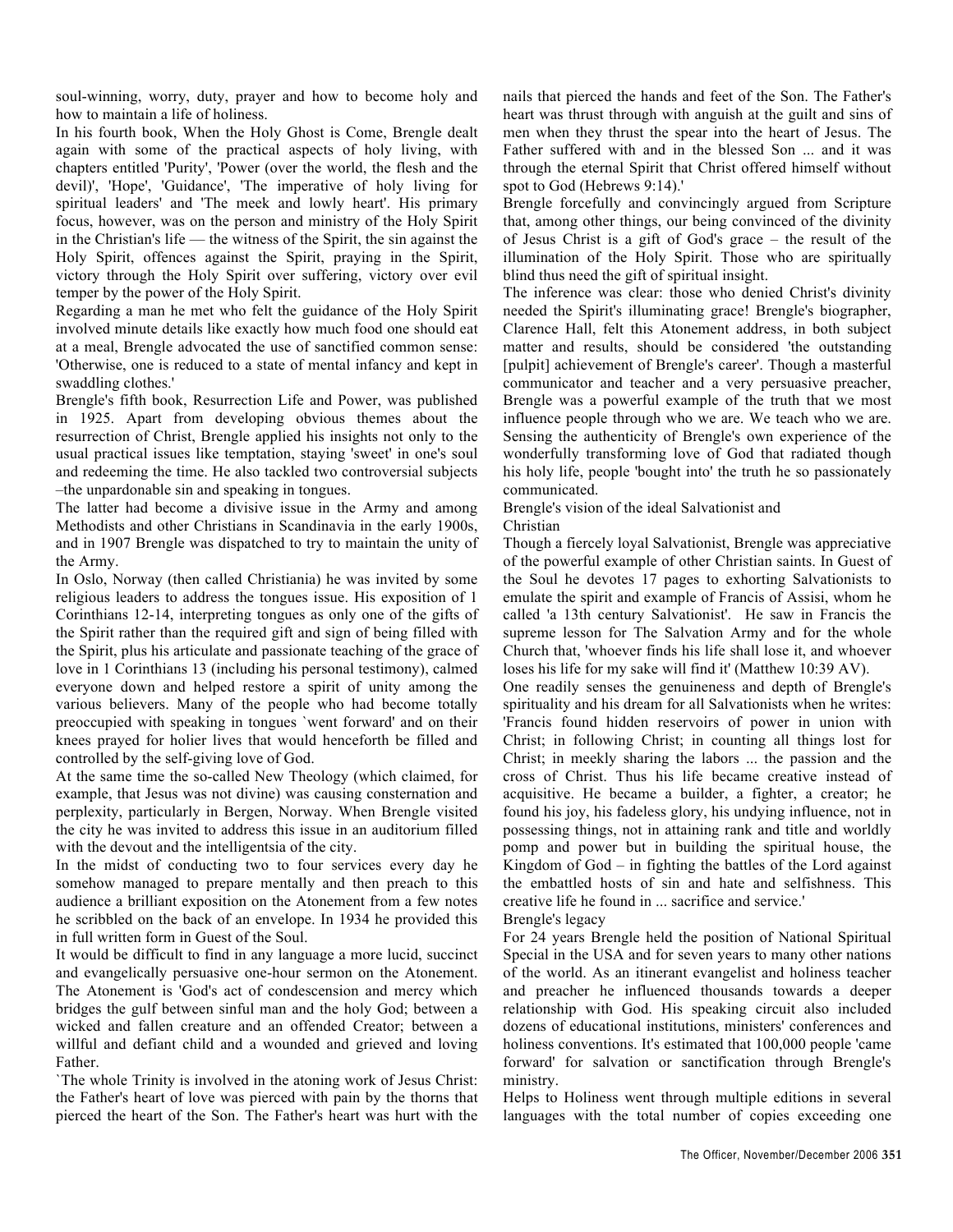soul-winning, worry, duty, prayer and how to become holy and how to maintain a life of holiness.

In his fourth book, When the Holy Ghost is Come, Brengle dealt again with some of the practical aspects of holy living, with chapters entitled 'Purity', 'Power (over the world, the flesh and the devil)', 'Hope', 'Guidance', 'The imperative of holy living for spiritual leaders' and 'The meek and lowly heart'. His primary focus, however, was on the person and ministry of the Holy Spirit in the Christian's life — the witness of the Spirit, the sin against the Holy Spirit, offences against the Spirit, praying in the Spirit, victory through the Holy Spirit over suffering, victory over evil temper by the power of the Holy Spirit.

Regarding a man he met who felt the guidance of the Holy Spirit involved minute details like exactly how much food one should eat at a meal, Brengle advocated the use of sanctified common sense: 'Otherwise, one is reduced to a state of mental infancy and kept in swaddling clothes.'

Brengle's fifth book, Resurrection Life and Power, was published in 1925. Apart from developing obvious themes about the resurrection of Christ, Brengle applied his insights not only to the usual practical issues like temptation, staying 'sweet' in one's soul and redeeming the time. He also tackled two controversial subjects –the unpardonable sin and speaking in tongues.

The latter had become a divisive issue in the Army and among Methodists and other Christians in Scandinavia in the early 1900s, and in 1907 Brengle was dispatched to try to maintain the unity of the Army.

In Oslo, Norway (then called Christiania) he was invited by some religious leaders to address the tongues issue. His exposition of 1 Corinthians 12-14, interpreting tongues as only one of the gifts of the Spirit rather than the required gift and sign of being filled with the Spirit, plus his articulate and passionate teaching of the grace of love in 1 Corinthians 13 (including his personal testimony), calmed everyone down and helped restore a spirit of unity among the various believers. Many of the people who had become totally preoccupied with speaking in tongues `went forward' and on their knees prayed for holier lives that would henceforth be filled and controlled by the self-giving love of God.

At the same time the so-called New Theology (which claimed, for example, that Jesus was not divine) was causing consternation and perplexity, particularly in Bergen, Norway. When Brengle visited the city he was invited to address this issue in an auditorium filled with the devout and the intelligentsia of the city.

In the midst of conducting two to four services every day he somehow managed to prepare mentally and then preach to this audience a brilliant exposition on the Atonement from a few notes he scribbled on the back of an envelope. In 1934 he provided this in full written form in Guest of the Soul.

It would be difficult to find in any language a more lucid, succinct and evangelically persuasive one-hour sermon on the Atonement. The Atonement is 'God's act of condescension and mercy which bridges the gulf between sinful man and the holy God; between a wicked and fallen creature and an offended Creator; between a willful and defiant child and a wounded and grieved and loving Father.

`The whole Trinity is involved in the atoning work of Jesus Christ: the Father's heart of love was pierced with pain by the thorns that pierced the heart of the Son. The Father's heart was hurt with the nails that pierced the hands and feet of the Son. The Father's heart was thrust through with anguish at the guilt and sins of men when they thrust the spear into the heart of Jesus. The Father suffered with and in the blessed Son ... and it was through the eternal Spirit that Christ offered himself without spot to God (Hebrews 9:14).'

Brengle forcefully and convincingly argued from Scripture that, among other things, our being convinced of the divinity of Jesus Christ is a gift of God's grace – the result of the illumination of the Holy Spirit. Those who are spiritually blind thus need the gift of spiritual insight.

The inference was clear: those who denied Christ's divinity needed the Spirit's illuminating grace! Brengle's biographer, Clarence Hall, felt this Atonement address, in both subject matter and results, should be considered 'the outstanding [pulpit] achievement of Brengle's career'. Though a masterful communicator and teacher and a very persuasive preacher, Brengle was a powerful example of the truth that we most influence people through who we are. We teach who we are. Sensing the authenticity of Brengle's own experience of the wonderfully transforming love of God that radiated though his holy life, people 'bought into' the truth he so passionately communicated.

## Brengle's vision of the ideal Salvationist and Christian

Though a fiercely loyal Salvationist, Brengle was appreciative of the powerful example of other Christian saints. In Guest of the Soul he devotes 17 pages to exhorting Salvationists to emulate the spirit and example of Francis of Assisi, whom he called 'a 13th century Salvationist'. He saw in Francis the supreme lesson for The Salvation Army and for the whole Church that, 'whoever finds his life shall lose it, and whoever loses his life for my sake will find it' (Matthew 10:39 AV).

One readily senses the genuineness and depth of Brengle's spirituality and his dream for all Salvationists when he writes: 'Francis found hidden reservoirs of power in union with Christ; in following Christ; in counting all things lost for Christ; in meekly sharing the labors ... the passion and the cross of Christ. Thus his life became creative instead of acquisitive. He became a builder, a fighter, a creator; he found his joy, his fadeless glory, his undying influence, not in possessing things, not in attaining rank and title and worldly pomp and power but in building the spiritual house, the Kingdom of God – in fighting the battles of the Lord against the embattled hosts of sin and hate and selfishness. This creative life he found in ... sacrifice and service.'

## Brengle's legacy

For 24 years Brengle held the position of National Spiritual Special in the USA and for seven years to many other nations of the world. As an itinerant evangelist and holiness teacher and preacher he influenced thousands towards a deeper relationship with God. His speaking circuit also included dozens of educational institutions, ministers' conferences and holiness conventions. It's estimated that 100,000 people 'came forward' for salvation or sanctification through Brengle's ministry.

Helps to Holiness went through multiple editions in several languages with the total number of copies exceeding one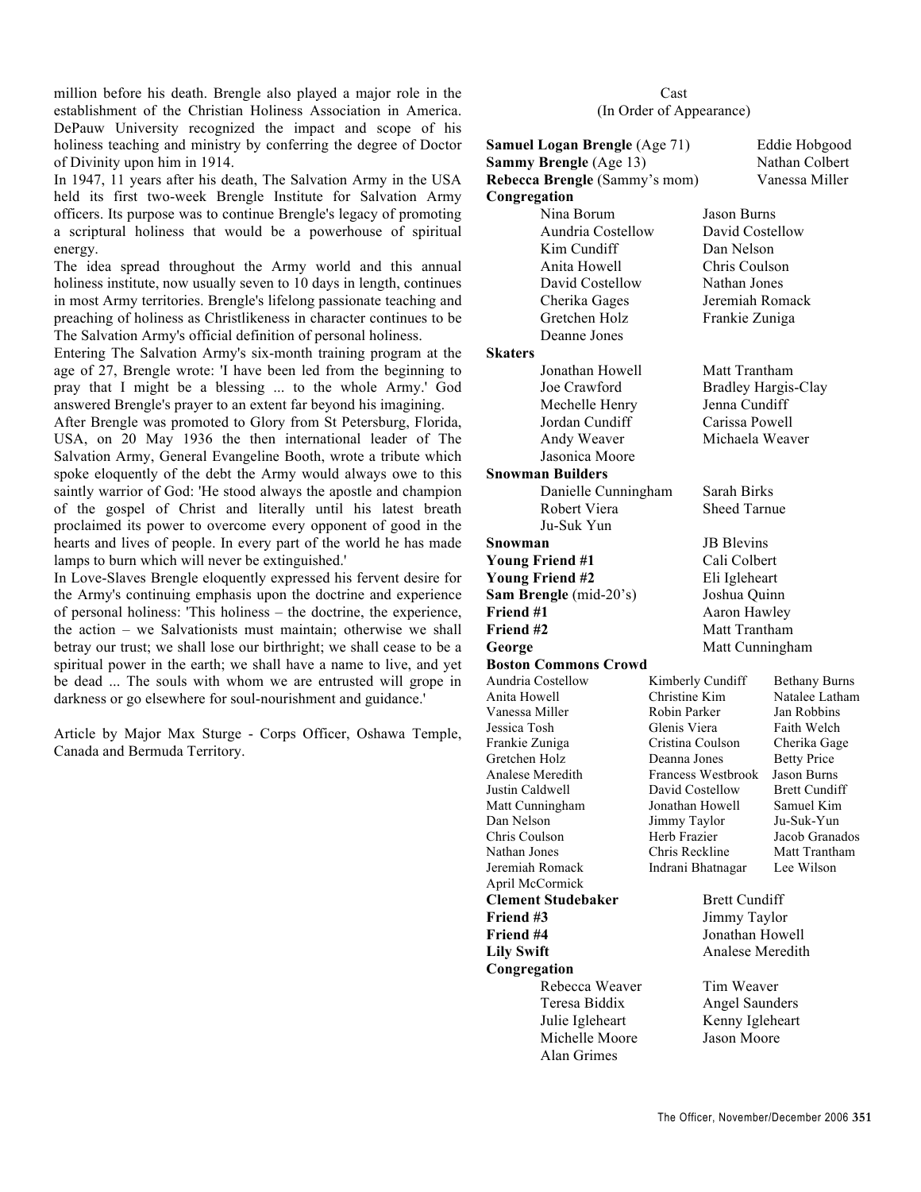million before his death. Brengle also played a major role in the establishment of the Christian Holiness Association in America. DePauw University recognized the impact and scope of his holiness teaching and ministry by conferring the degree of Doctor of Divinity upon him in 1914.

In 1947, 11 years after his death, The Salvation Army in the USA held its first two-week Brengle Institute for Salvation Army officers. Its purpose was to continue Brengle's legacy of promoting a scriptural holiness that would be a powerhouse of spiritual energy.

The idea spread throughout the Army world and this annual holiness institute, now usually seven to 10 days in length, continues in most Army territories. Brengle's lifelong passionate teaching and preaching of holiness as Christlikeness in character continues to be The Salvation Army's official definition of personal holiness.

Entering The Salvation Army's six-month training program at the age of 27, Brengle wrote: 'I have been led from the beginning to pray that I might be a blessing ... to the whole Army.' God answered Brengle's prayer to an extent far beyond his imagining.

After Brengle was promoted to Glory from St Petersburg, Florida, USA, on 20 May 1936 the then international leader of The Salvation Army, General Evangeline Booth, wrote a tribute which spoke eloquently of the debt the Army would always owe to this saintly warrior of God: 'He stood always the apostle and champion of the gospel of Christ and literally until his latest breath proclaimed its power to overcome every opponent of good in the hearts and lives of people. In every part of the world he has made lamps to burn which will never be extinguished.'

In Love-Slaves Brengle eloquently expressed his fervent desire for the Army's continuing emphasis upon the doctrine and experience of personal holiness: 'This holiness – the doctrine, the experience, the action – we Salvationists must maintain; otherwise we shall betray our trust; we shall lose our birthright; we shall cease to be a spiritual power in the earth; we shall have a name to live, and yet be dead ... The souls with whom we are entrusted will grope in darkness or go elsewhere for soul-nourishment and guidance.'

Article by Major Max Sturge - Corps Officer, Oshawa Temple, Canada and Bermuda Territory.

Cast
(In Order of Appearance)

**Samuel Logan Brengle** (Age 71) — Eddie Hobgood
**Sammy Brengle** (Age 13) — Nathan Colbert
**Rebecca Brengle** (Sammy's mom) — Vanessa Miller

**Congregation**
Nina Borum, Jason Burns, Aundria Costellow, David Costellow, Kim Cundiff, Dan Nelson, Anita Howell, Chris Coulson, David Costellow, Nathan Jones, Cherika Gages, Jeremiah Romack, Gretchen Holz, Frankie Zuniga, Deanne Jones

**Skaters**
Jonathan Howell, Matt Trantham, Joe Crawford, Bradley Hargis-Clay, Mechelle Henry, Jenna Cundiff, Jordan Cundiff, Carissa Powell, Andy Weaver, Michaela Weaver, Jasonica Moore

**Snowman Builders**
Danielle Cunningham, Sarah Birks, Robert Viera, Sheed Tarnue, Ju-Suk Yun

**Snowman** — JB Blevins
**Young Friend #1** — Cali Colbert
**Young Friend #2** — Eli Igleheart
**Sam Brengle** (mid-20's) — Joshua Quinn
**Friend #1** — Aaron Hawley
**Friend #2** — Matt Trantham
**George** — Matt Cunningham

**Boston Commons Crowd**
Aundria Costellow, Kimberly Cundiff, Bethany Burns, Anita Howell, Christine Kim, Natalee Latham, Vanessa Miller, Robin Parker, Jan Robbins, Jessica Tosh, Glenis Viera, Faith Welch, Frankie Zuniga, Cristina Coulson, Cherika Gage, Gretchen Holz, Deanna Jones, Betty Price, Analese Meredith, Francess Westbrook, Jason Burns, Justin Caldwell, David Costellow, Brett Cundiff, Matt Cunningham, Jonathan Howell, Samuel Kim, Dan Nelson, Jimmy Taylor, Ju-Suk-Yun, Chris Coulson, Herb Frazier, Jacob Granados, Nathan Jones, Chris Reckline, Matt Trantham, Jeremiah Romack, Indrani Bhatnagar, Lee Wilson, April McCormick

**Clement Studebaker** — Brett Cundiff
**Friend #3** — Jimmy Taylor
**Friend #4** — Jonathan Howell
**Lily Swift** — Analese Meredith

**Congregation**
Rebecca Weaver, Tim Weaver, Teresa Biddix, Angel Saunders, Julie Igleheart, Kenny Igleheart, Michelle Moore, Jason Moore, Alan Grimes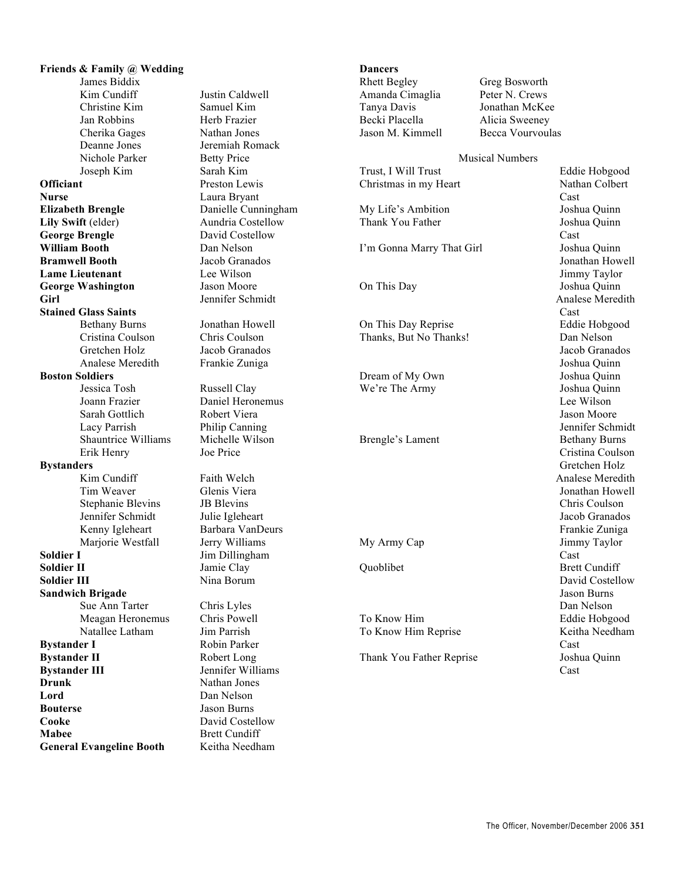**Friends & Family @ Wedding**

James Biddix
Kim Cundiff — Justin Caldwell
Christine Kim — Samuel Kim
Jan Robbins — Herb Frazier
Cherika Gages — Nathan Jones
Deanne Jones — Jeremiah Romack
Nichole Parker — Betty Price
Joseph Kim — Sarah Kim

**Officiant** — Preston Lewis
**Nurse** — Laura Bryant
**Elizabeth Brengle** — Danielle Cunningham
**Lily Swift** (elder) — Aundria Costellow
**George Brengle** — David Costellow
**William Booth** — Dan Nelson
**Bramwell Booth** — Jacob Granados
**Lame Lieutenant** — Lee Wilson
**George Washington** — Jason Moore
**Girl** — Jennifer Schmidt

**Stained Glass Saints**

Bethany Burns — Jonathan Howell
Cristina Coulson — Chris Coulson
Gretchen Holz — Jacob Granados
Analese Meredith — Frankie Zuniga

**Boston Soldiers**

Jessica Tosh — Russell Clay
Joann Frazier — Daniel Heronemus
Sarah Gottlich — Robert Viera
Lacy Parrish — Philip Canning
Shauntrice Williams — Michelle Wilson
Erik Henry — Joe Price

**Bystanders**

Kim Cundiff — Faith Welch
Tim Weaver — Glenis Viera
Stephanie Blevins — JB Blevins
Jennifer Schmidt — Julie Igleheart
Kenny Igleheart — Barbara VanDeurs
Marjorie Westfall — Jerry Williams

**Soldier I** — Jim Dillingham
**Soldier II** — Jamie Clay
**Soldier III** — Nina Borum

**Sandwich Brigade**

Sue Ann Tarter — Chris Lyles
Meagan Heronemus — Chris Powell
Natallee Latham — Jim Parrish

**Bystander I** — Robin Parker
**Bystander II** — Robert Long
**Bystander III** — Jennifer Williams
**Drunk** — Nathan Jones
**Lord** — Dan Nelson
**Bouterse** — Jason Burns
**Cooke** — David Costellow
**Mabee** — Brett Cundiff
**General Evangeline Booth** — Keitha Needham

**Dancers**

Rhett Begley — Greg Bosworth
Amanda Cimaglia — Peter N. Crews
Tanya Davis — Jonathan McKee
Becki Placella — Alicia Sweeney
Jason M. Kimmell — Becca Vourvoulas

## Musical Numbers

| Song | Performers |
|---|---|
| Trust, I Will Trust | Eddie Hobgood |
| Christmas in my Heart | Nathan Colbert, Cast |
| My Life's Ambition | Joshua Quinn |
| Thank You Father | Joshua Quinn, Cast |
| I'm Gonna Marry That Girl | Joshua Quinn, Jonathan Howell, Jimmy Taylor |
| On This Day | Joshua Quinn, Analese Meredith, Cast |
| On This Day Reprise | Eddie Hobgood |
| Thanks, But No Thanks! | Dan Nelson, Jacob Granados, Joshua Quinn |
| Dream of My Own | Joshua Quinn |
| We're The Army | Joshua Quinn, Lee Wilson, Jason Moore, Jennifer Schmidt |
| Brengle's Lament | Bethany Burns, Cristina Coulson, Gretchen Holz, Analese Meredith, Jonathan Howell, Chris Coulson, Jacob Granados, Frankie Zuniga |
| My Army Cap | Jimmy Taylor, Cast |
| Quoblibet | Brett Cundiff, David Costellow, Jason Burns, Dan Nelson |
| To Know Him | Eddie Hobgood |
| To Know Him Reprise | Keitha Needham, Cast |
| Thank You Father Reprise | Joshua Quinn, Cast |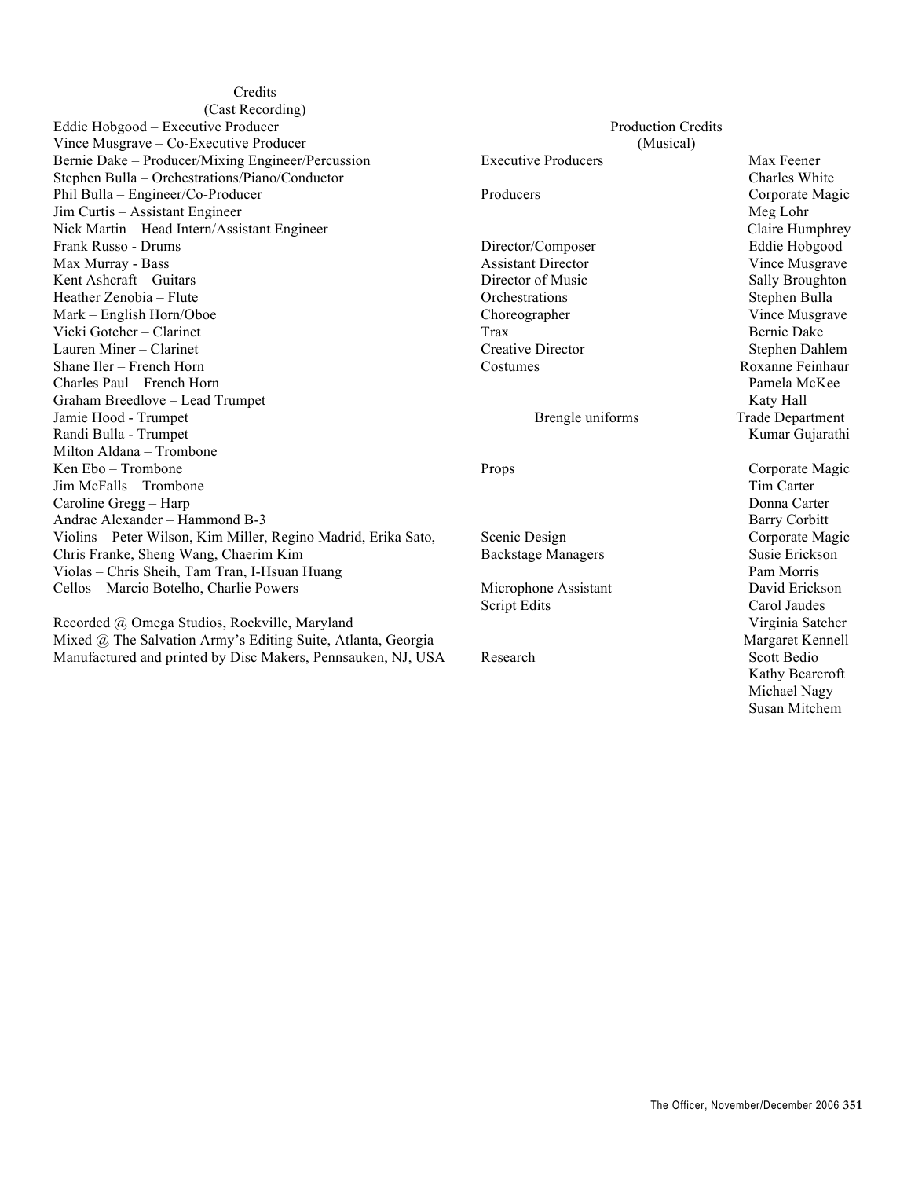## Credits
(Cast Recording)

Eddie Hobgood – Executive Producer
Vince Musgrave – Co-Executive Producer
Bernie Dake – Producer/Mixing Engineer/Percussion
Stephen Bulla – Orchestrations/Piano/Conductor
Phil Bulla – Engineer/Co-Producer
Jim Curtis – Assistant Engineer
Nick Martin – Head Intern/Assistant Engineer
Frank Russo - Drums
Max Murray - Bass
Kent Ashcraft – Guitars
Heather Zenobia – Flute
Mark – English Horn/Oboe
Vicki Gotcher – Clarinet
Lauren Miner – Clarinet
Shane Iler – French Horn
Charles Paul – French Horn
Graham Breedlove – Lead Trumpet
Jamie Hood - Trumpet
Randi Bulla - Trumpet
Milton Aldana – Trombone
Ken Ebo – Trombone
Jim McFalls – Trombone
Caroline Gregg – Harp
Andrae Alexander – Hammond B-3
Violins – Peter Wilson, Kim Miller, Regino Madrid, Erika Sato, Chris Franke, Sheng Wang, Chaerim Kim
Violas – Chris Sheih, Tam Tran, I-Hsuan Huang
Cellos – Marcio Botelho, Charlie Powers

Recorded @ Omega Studios, Rockville, Maryland
Mixed @ The Salvation Army's Editing Suite, Atlanta, Georgia
Manufactured and printed by Disc Makers, Pennsauken, NJ, USA

## Production Credits
(Musical)

| Role | Name |
|---|---|
| Executive Producers | Max Feener |
| | Charles White |
| Producers | Corporate Magic |
| | Meg Lohr |
| | Claire Humphrey |
| Director/Composer | Eddie Hobgood |
| Assistant Director | Vince Musgrave |
| Director of Music | Sally Broughton |
| Orchestrations | Stephen Bulla |
| Choreographer | Vince Musgrave |
| Trax | Bernie Dake |
| Creative Director | Stephen Dahlem |
| Costumes | Roxanne Feinhaur |
| | Pamela McKee |
| | Katy Hall |
| Brengle uniforms | Trade Department |
| | Kumar Gujarathi |
| Props | Corporate Magic |
| | Tim Carter |
| | Donna Carter |
| | Barry Corbitt |
| Scenic Design | Corporate Magic |
| Backstage Managers | Susie Erickson |
| | Pam Morris |
| Microphone Assistant | David Erickson |
| Script Edits | Carol Jaudes |
| | Virginia Satcher |
| | Margaret Kennell |
| Research | Scott Bedio |
| | Kathy Bearcroft |
| | Michael Nagy |
| | Susan Mitchem |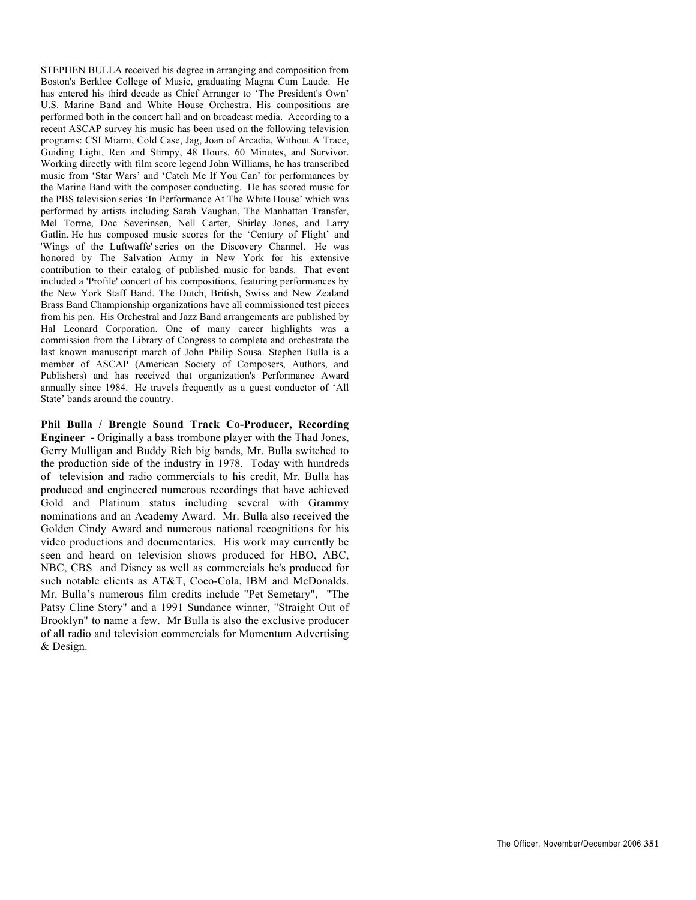STEPHEN BULLA received his degree in arranging and composition from Boston's Berklee College of Music, graduating Magna Cum Laude. He has entered his third decade as Chief Arranger to 'The President's Own' U.S. Marine Band and White House Orchestra. His compositions are performed both in the concert hall and on broadcast media. According to a recent ASCAP survey his music has been used on the following television programs: CSI Miami, Cold Case, Jag, Joan of Arcadia, Without A Trace, Guiding Light, Ren and Stimpy, 48 Hours, 60 Minutes, and Survivor. Working directly with film score legend John Williams, he has transcribed music from 'Star Wars' and 'Catch Me If You Can' for performances by the Marine Band with the composer conducting. He has scored music for the PBS television series 'In Performance At The White House' which was performed by artists including Sarah Vaughan, The Manhattan Transfer, Mel Torme, Doc Severinsen, Nell Carter, Shirley Jones, and Larry Gatlin. He has composed music scores for the 'Century of Flight' and 'Wings of the Luftwaffe' series on the Discovery Channel. He was honored by The Salvation Army in New York for his extensive contribution to their catalog of published music for bands. That event included a 'Profile' concert of his compositions, featuring performances by the New York Staff Band. The Dutch, British, Swiss and New Zealand Brass Band Championship organizations have all commissioned test pieces from his pen. His Orchestral and Jazz Band arrangements are published by Hal Leonard Corporation. One of many career highlights was a commission from the Library of Congress to complete and orchestrate the last known manuscript march of John Philip Sousa. Stephen Bulla is a member of ASCAP (American Society of Composers, Authors, and Publishers) and has received that organization's Performance Award annually since 1984. He travels frequently as a guest conductor of 'All State' bands around the country.

**Phil Bulla / Brengle Sound Track Co-Producer, Recording Engineer -** Originally a bass trombone player with the Thad Jones, Gerry Mulligan and Buddy Rich big bands, Mr. Bulla switched to the production side of the industry in 1978. Today with hundreds of television and radio commercials to his credit, Mr. Bulla has produced and engineered numerous recordings that have achieved Gold and Platinum status including several with Grammy nominations and an Academy Award. Mr. Bulla also received the Golden Cindy Award and numerous national recognitions for his video productions and documentaries. His work may currently be seen and heard on television shows produced for HBO, ABC, NBC, CBS and Disney as well as commercials he's produced for such notable clients as AT&T, Coco-Cola, IBM and McDonalds. Mr. Bulla's numerous film credits include "Pet Semetary", "The Patsy Cline Story" and a 1991 Sundance winner, "Straight Out of Brooklyn" to name a few. Mr Bulla is also the exclusive producer of all radio and television commercials for Momentum Advertising & Design.